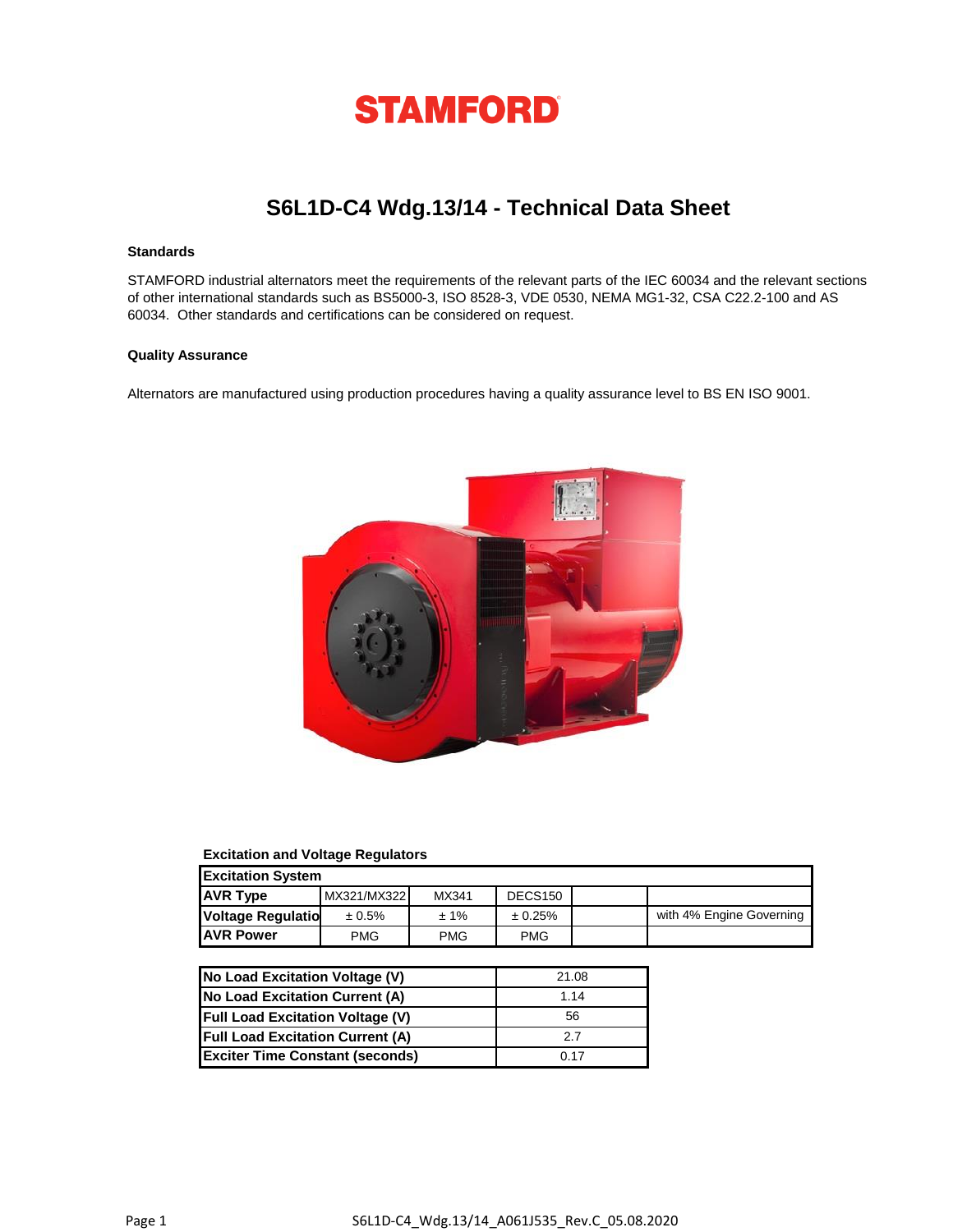# STAMFORD

## S6L1D-C4 Wdg.13/14 - Technical Data Sheet

### Standards

STAMFORD industrial alternators meet the requirements of the relevant parts of the IEC 60034 and the relevant sections of other international standards such as BS5000-3, ISO 8528-3, VDE 0530, NEMA MG1-32, CSA C22.2-100 and AS 60034. Other standards and certifications can be considered on request.

### Quality Assurance

Alternators are manufactured using production procedures having a quality assurance level to BS EN ISO 9001.

**Excitation and Voltage Regulators**

| Excitation System | | | | | |
|---|---|---|---|---|---|
| AVR Type | MX321/MX322 | MX341 | DECS150 | | |
| Voltage Regulatio | ± 0.5% | ± 1% | ± 0.25% | | with 4% Engine Governing |
| AVR Power | PMG | PMG | PMG | | |

| | |
|---|---|
| No Load Excitation Voltage (V) | 21.08 |
| No Load Excitation Current (A) | 1.14 |
| Full Load Excitation Voltage (V) | 56 |
| Full Load Excitation Current (A) | 2.7 |
| Exciter Time Constant (seconds) | 0.17 |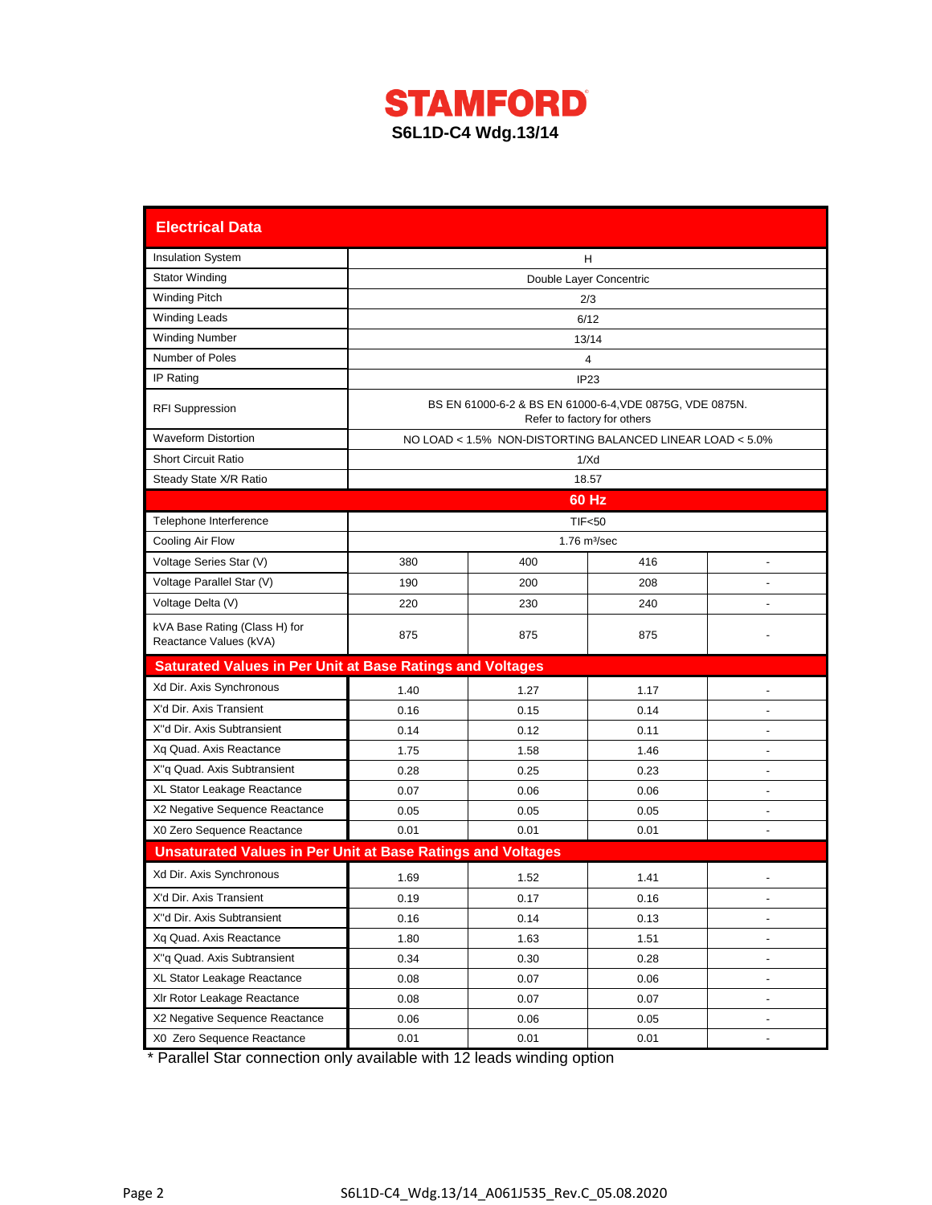# STAMFORD

## S6L1D-C4 Wdg.13/14

| Electrical Data | | | | |
|---|---|---|---|---|
| Insulation System | H | | | |
| Stator Winding | Double Layer Concentric | | | |
| Winding Pitch | 2/3 | | | |
| Winding Leads | 6/12 | | | |
| Winding Number | 13/14 | | | |
| Number of Poles | 4 | | | |
| IP Rating | IP23 | | | |
| RFI Suppression | BS EN 61000-6-2 & BS EN 61000-6-4,VDE 0875G, VDE 0875N. Refer to factory for others | | | |
| Waveform Distortion | NO LOAD < 1.5% NON-DISTORTING BALANCED LINEAR LOAD < 5.0% | | | |
| Short Circuit Ratio | 1/Xd | | | |
| Steady State X/R Ratio | 18.57 | | | |
| | **60 Hz** | | | |
| Telephone Interference | TIF<50 | | | |
| Cooling Air Flow | 1.76 m³/sec | | | |
| Voltage Series Star (V) | 380 | 400 | 416 | - |
| Voltage Parallel Star (V) | 190 | 200 | 208 | - |
| Voltage Delta (V) | 220 | 230 | 240 | - |
| kVA Base Rating (Class H) for Reactance Values (kVA) | 875 | 875 | 875 | - |
| **Saturated Values in Per Unit at Base Ratings and Voltages** | | | | |
| Xd Dir. Axis Synchronous | 1.40 | 1.27 | 1.17 | - |
| X'd Dir. Axis Transient | 0.16 | 0.15 | 0.14 | - |
| X''d Dir. Axis Subtransient | 0.14 | 0.12 | 0.11 | - |
| Xq Quad. Axis Reactance | 1.75 | 1.58 | 1.46 | - |
| X''q Quad. Axis Subtransient | 0.28 | 0.25 | 0.23 | - |
| XL Stator Leakage Reactance | 0.07 | 0.06 | 0.06 | - |
| X2 Negative Sequence Reactance | 0.05 | 0.05 | 0.05 | - |
| X0 Zero Sequence Reactance | 0.01 | 0.01 | 0.01 | - |
| **Unsaturated Values in Per Unit at Base Ratings and Voltages** | | | | |
| Xd Dir. Axis Synchronous | 1.69 | 1.52 | 1.41 | - |
| X'd Dir. Axis Transient | 0.19 | 0.17 | 0.16 | - |
| X''d Dir. Axis Subtransient | 0.16 | 0.14 | 0.13 | - |
| Xq Quad. Axis Reactance | 1.80 | 1.63 | 1.51 | - |
| X''q Quad. Axis Subtransient | 0.34 | 0.30 | 0.28 | - |
| XL Stator Leakage Reactance | 0.08 | 0.07 | 0.06 | - |
| Xlr Rotor Leakage Reactance | 0.08 | 0.07 | 0.07 | - |
| X2 Negative Sequence Reactance | 0.06 | 0.06 | 0.05 | - |
| X0 Zero Sequence Reactance | 0.01 | 0.01 | 0.01 | - |

* Parallel Star connection only available with 12 leads winding option

S6L1D-C4_Wdg.13/14_A061J535_Rev.C_05.08.2020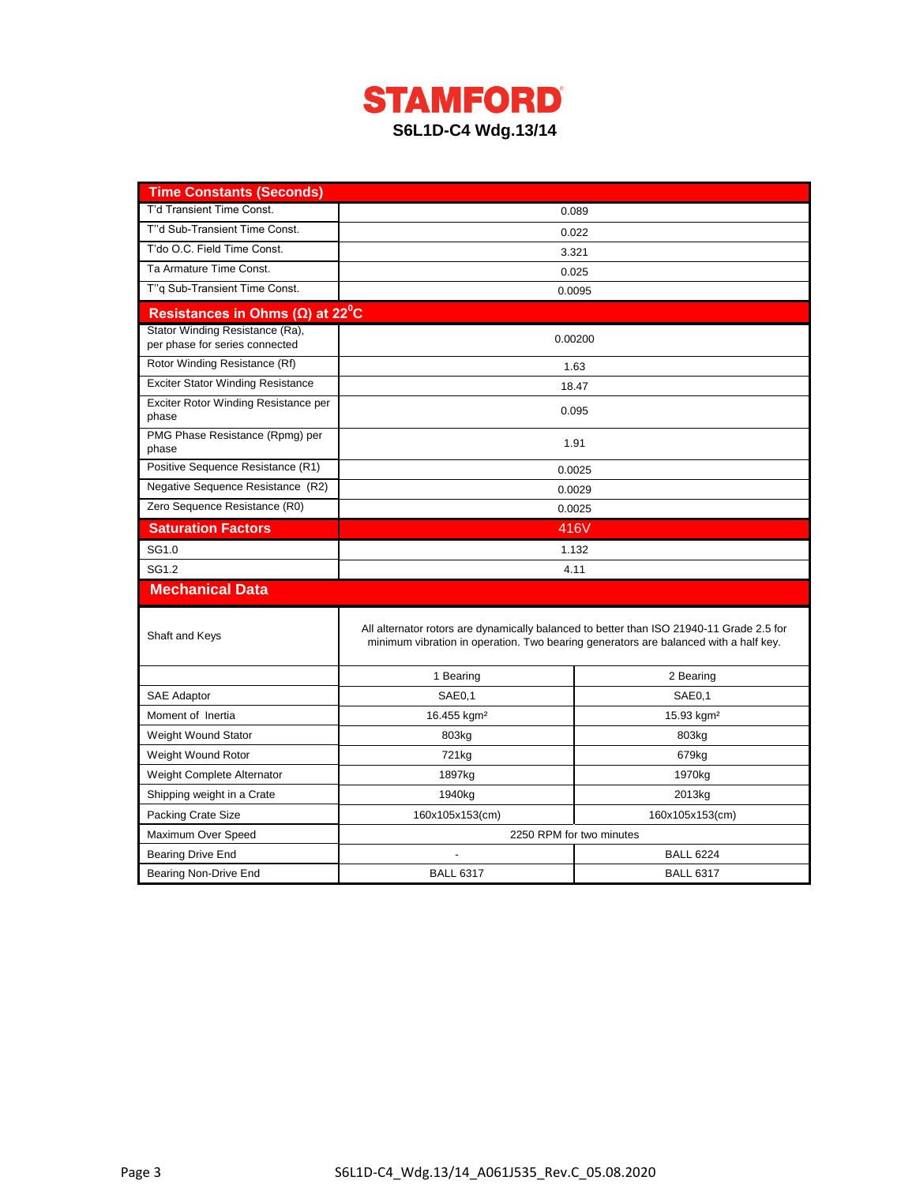# STAMFORD

## S6L1D-C4 Wdg.13/14

| Time Constants (Seconds) | |
|---|---|
| T'd Transient Time Const. | 0.089 |
| T''d Sub-Transient Time Const. | 0.022 |
| T'do O.C. Field Time Const. | 3.321 |
| Ta Armature Time Const. | 0.025 |
| T''q Sub-Transient Time Const. | 0.0095 |

| Resistances in Ohms (Ω) at 22$^{0}$C | |
|---|---|
| Stator Winding Resistance (Ra), per phase for series connected | 0.00200 |
| Rotor Winding Resistance (Rf) | 1.63 |
| Exciter Stator Winding Resistance | 18.47 |
| Exciter Rotor Winding Resistance per phase | 0.095 |
| PMG Phase Resistance (Rpmg) per phase | 1.91 |
| Positive Sequence Resistance (R1) | 0.0025 |
| Negative Sequence Resistance (R2) | 0.0029 |
| Zero Sequence Resistance (R0) | 0.0025 |

| Saturation Factors | 416V |
|---|---|
| SG1.0 | 1.132 |
| SG1.2 | 4.11 |

| Mechanical Data | | |
|---|---|---|
| Shaft and Keys | All alternator rotors are dynamically balanced to better than ISO 21940-11 Grade 2.5 for minimum vibration in operation. Two bearing generators are balanced with a half key. | |
| | 1 Bearing | 2 Bearing |
| SAE Adaptor | SAE0,1 | SAE0,1 |
| Moment of Inertia | 16.455 kgm² | 15.93 kgm² |
| Weight Wound Stator | 803kg | 803kg |
| Weight Wound Rotor | 721kg | 679kg |
| Weight Complete Alternator | 1897kg | 1970kg |
| Shipping weight in a Crate | 1940kg | 2013kg |
| Packing Crate Size | 160x105x153(cm) | 160x105x153(cm) |
| Maximum Over Speed | 2250 RPM for two minutes | |
| Bearing Drive End | - | BALL 6224 |
| Bearing Non-Drive End | BALL 6317 | BALL 6317 |

S6L1D-C4_Wdg.13/14_A061J535_Rev.C_05.08.2020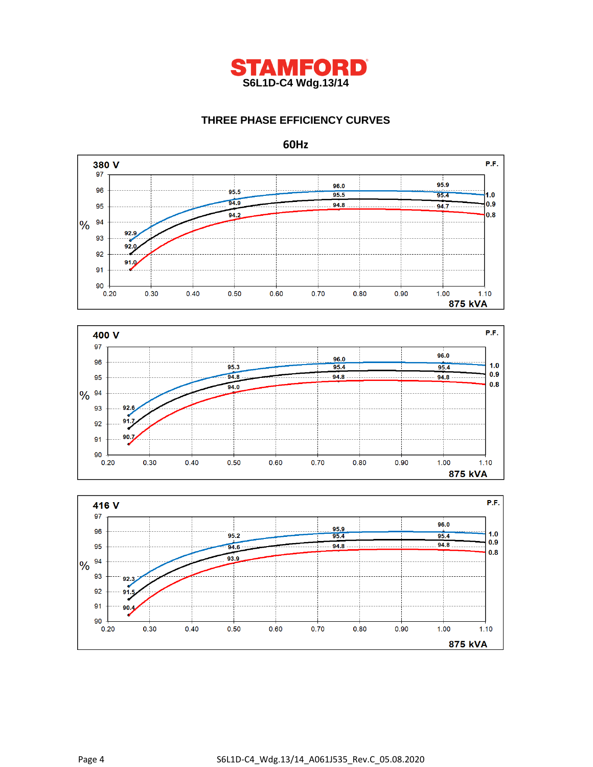**STAMFORD**

**S6L1D-C4 Wdg.13/14**

## THREE PHASE EFFICIENCY CURVES

### 60Hz

**380 V**

| P.F. | 0.25 | 0.50 | 0.75 | 1.00 |
|---|---|---|---|---|
| 1.0 | 92.9 | 95.5 | 96.0 | 95.9 |
| 0.9 | 92.0 | 94.9 | 95.5 | 95.4 |
| 0.8 | 91.0 | 94.2 | 94.8 | 94.7 |

% efficiency vs. load (875 kVA base)

**400 V**

| P.F. | 0.25 | 0.50 | 0.75 | 1.00 |
|---|---|---|---|---|
| 1.0 | 92.6 | 95.3 | 96.0 | 96.0 |
| 0.9 | 91.7 | 94.8 | 95.4 | 95.4 |
| 0.8 | 90.7 | 94.0 | 94.8 | 94.8 |

% efficiency vs. load (875 kVA base)

**416 V**

| P.F. | 0.25 | 0.50 | 0.75 | 1.00 |
|---|---|---|---|---|
| 1.0 | 92.3 | 95.2 | 95.9 | 96.0 |
| 0.9 | 91.5 | 94.6 | 95.4 | 95.4 |
| 0.8 | 90.4 | 93.9 | 94.8 | 94.8 |

% efficiency vs. load (875 kVA base)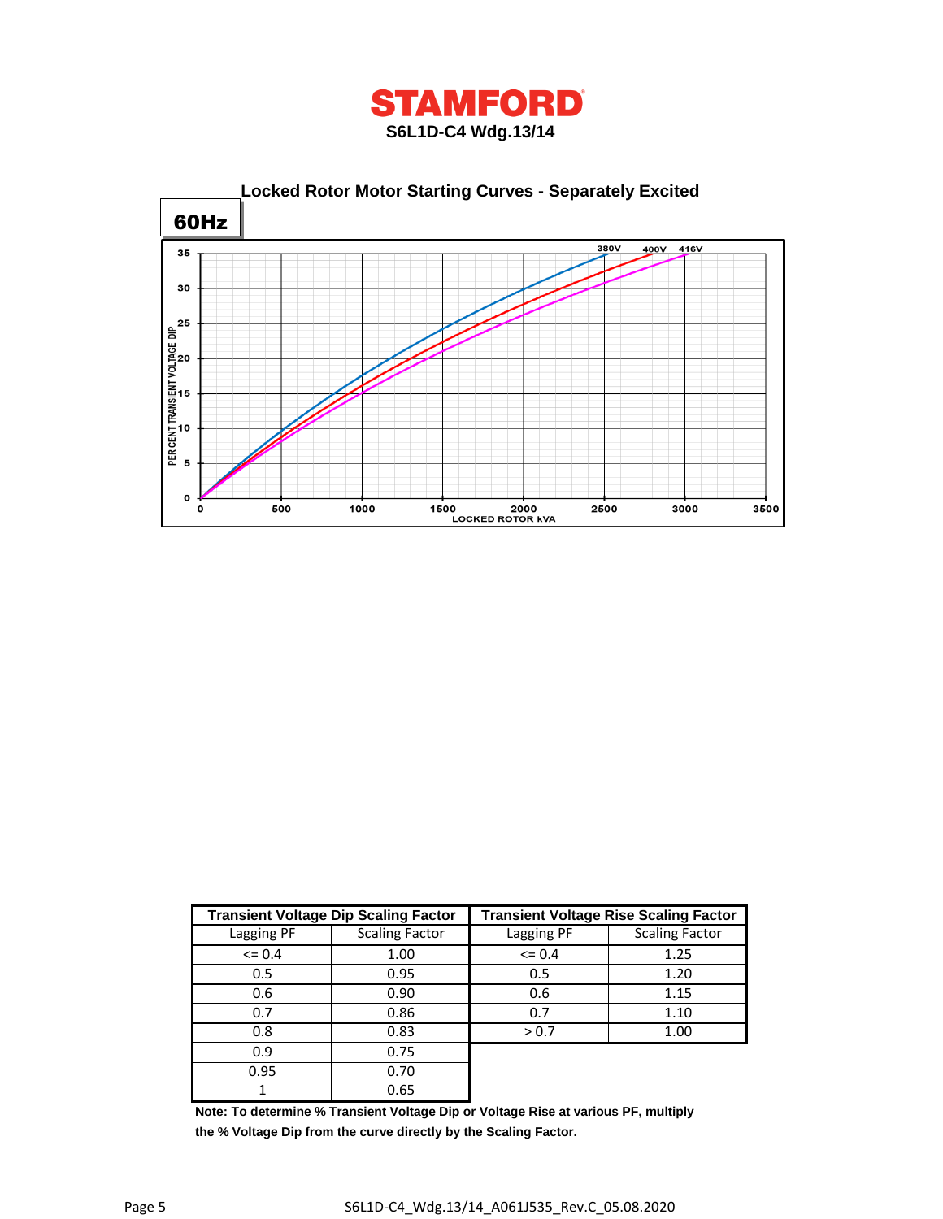# STAMFORD

**S6L1D-C4 Wdg.13/14**

## Locked Rotor Motor Starting Curves - Separately Excited

**60Hz**

| Transient Voltage Dip Scaling Factor | | Transient Voltage Rise Scaling Factor | |
|---|---|---|---|
| Lagging PF | Scaling Factor | Lagging PF | Scaling Factor |
| <= 0.4 | 1.00 | <= 0.4 | 1.25 |
| 0.5 | 0.95 | 0.5 | 1.20 |
| 0.6 | 0.90 | 0.6 | 1.15 |
| 0.7 | 0.86 | 0.7 | 1.10 |
| 0.8 | 0.83 | > 0.7 | 1.00 |
| 0.9 | 0.75 | | |
| 0.95 | 0.70 | | |
| 1 | 0.65 | | |

**Note: To determine % Transient Voltage Dip or Voltage Rise at various PF, multiply the % Voltage Dip from the curve directly by the Scaling Factor.**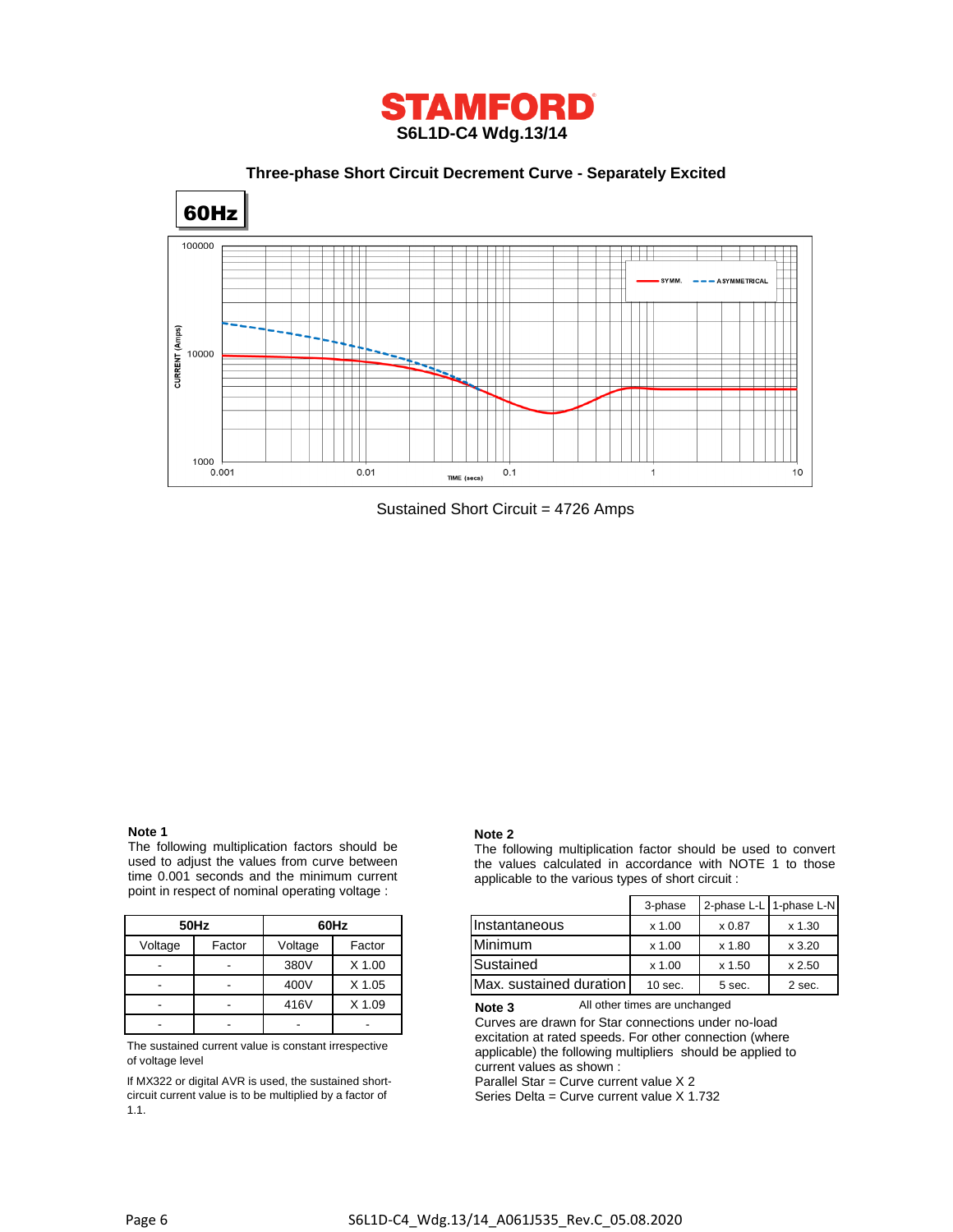# STAMFORD

**S6L1D-C4 Wdg.13/14**

## Three-phase Short Circuit Decrement Curve - Separately Excited

**60Hz**

Sustained Short Circuit = 4726 Amps

**Note 1**

The following multiplication factors should be used to adjust the values from curve between time 0.001 seconds and the minimum current point in respect of nominal operating voltage :

| 50Hz | | 60Hz | |
|---|---|---|---|
| Voltage | Factor | Voltage | Factor |
| - | - | 380V | X 1.00 |
| - | - | 400V | X 1.05 |
| - | - | 416V | X 1.09 |
| - | - | - | - |

The sustained current value is constant irrespective of voltage level

If MX322 or digital AVR is used, the sustained short-circuit current value is to be multiplied by a factor of 1.1.

**Note 2**

The following multiplication factor should be used to convert the values calculated in accordance with NOTE 1 to those applicable to the various types of short circuit :

| | 3-phase | 2-phase L-L | 1-phase L-N |
|---|---|---|---|
| Instantaneous | x 1.00 | x 0.87 | x 1.30 |
| Minimum | x 1.00 | x 1.80 | x 3.20 |
| Sustained | x 1.00 | x 1.50 | x 2.50 |
| Max. sustained duration | 10 sec. | 5 sec. | 2 sec. |

All other times are unchanged

**Note 3**

Curves are drawn for Star connections under no-load excitation at rated speeds. For other connection (where applicable) the following multipliers should be applied to current values as shown :

Parallel Star = Curve current value X 2

Series Delta = Curve current value X 1.732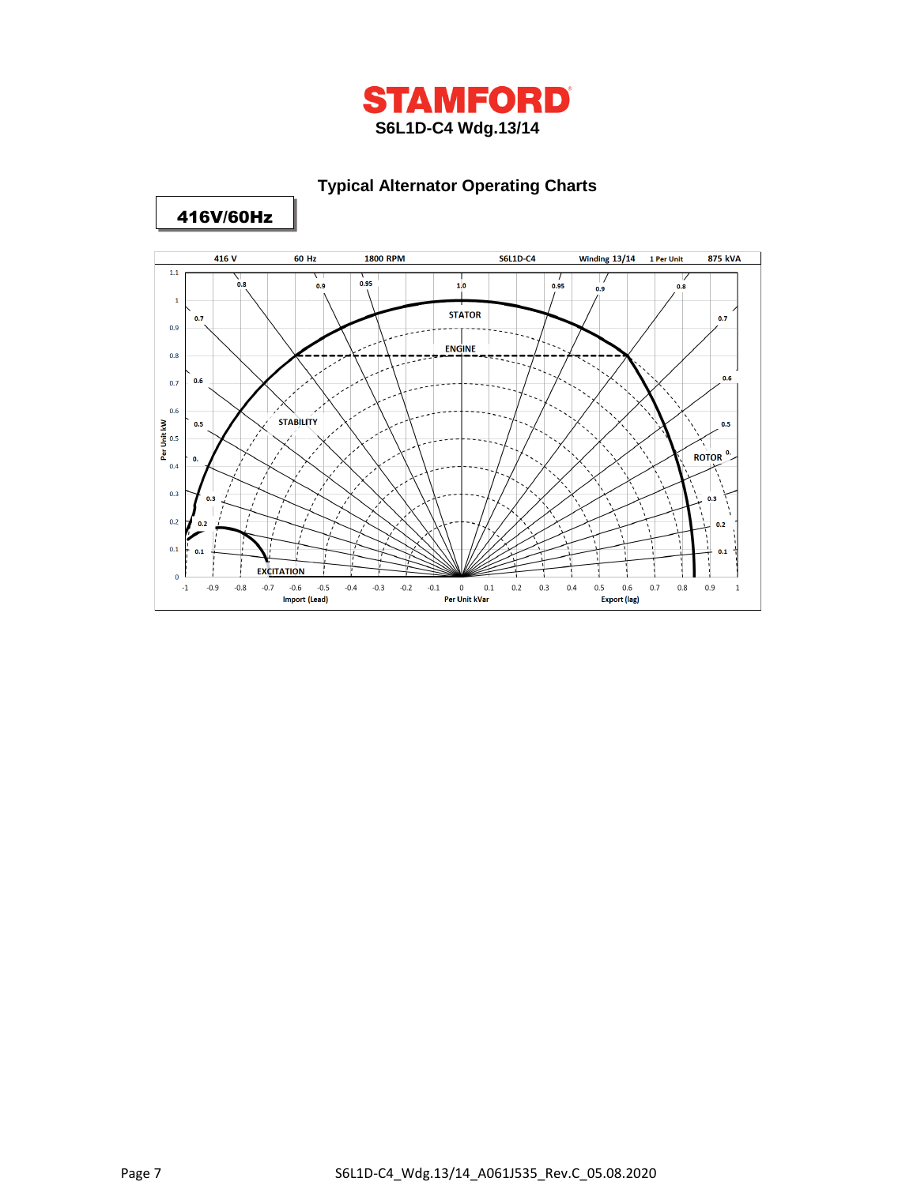**STAMFORD**

**S6L1D-C4 Wdg.13/14**

## Typical Alternator Operating Charts

**416V/60Hz**

| 416 V | 60 Hz | 1800 RPM | S6L1D-C4 | Winding 13/14 | 1 Per Unit | 875 kVA |
|---|---|---|---|---|---|---|

STATOR

ENGINE

STABILITY

ROTOR

EXCITATION

Per Unit kW

Import (Lead) — Per Unit kVar — Export (lag)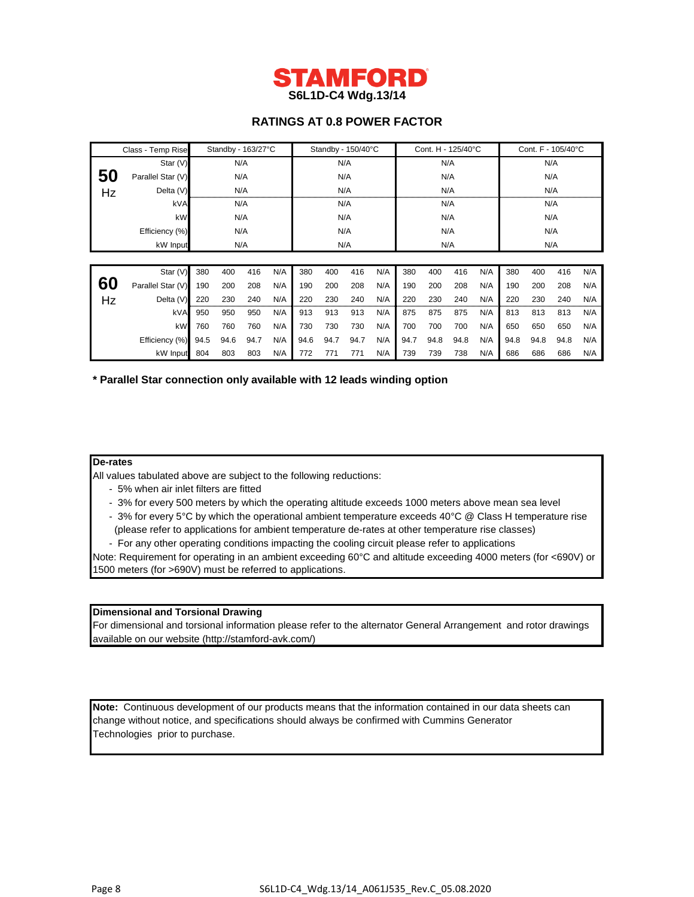# STAMFORD

**S6L1D-C4 Wdg.13/14**

## RATINGS AT 0.8 POWER FACTOR

| | Class - Temp Rise | Standby - 163/27°C | Standby - 150/40°C | Cont. H - 125/40°C | Cont. F - 105/40°C |
|---|---|---|---|---|---|
| **50** Hz | Star (V) | N/A | N/A | N/A | N/A |
| | Parallel Star (V) | N/A | N/A | N/A | N/A |
| | Delta (V) | N/A | N/A | N/A | N/A |
| | kVA | N/A | N/A | N/A | N/A |
| | kW | N/A | N/A | N/A | N/A |
| | Efficiency (%) | N/A | N/A | N/A | N/A |
| | kW Input | N/A | N/A | N/A | N/A |

| | Class - Temp Rise | Standby - 163/27°C | | | | Standby - 150/40°C | | | | Cont. H - 125/40°C | | | | Cont. F - 105/40°C | | | |
|---|---|---|---|---|---|---|---|---|---|---|---|---|---|---|---|---|---|
| **60** Hz | Star (V) | 380 | 400 | 416 | N/A | 380 | 400 | 416 | N/A | 380 | 400 | 416 | N/A | 380 | 400 | 416 | N/A |
| | Parallel Star (V) | 190 | 200 | 208 | N/A | 190 | 200 | 208 | N/A | 190 | 200 | 208 | N/A | 190 | 200 | 208 | N/A |
| | Delta (V) | 220 | 230 | 240 | N/A | 220 | 230 | 240 | N/A | 220 | 230 | 240 | N/A | 220 | 230 | 240 | N/A |
| | kVA | 950 | 950 | 950 | N/A | 913 | 913 | 913 | N/A | 875 | 875 | 875 | N/A | 813 | 813 | 813 | N/A |
| | kW | 760 | 760 | 760 | N/A | 730 | 730 | 730 | N/A | 700 | 700 | 700 | N/A | 650 | 650 | 650 | N/A |
| | Efficiency (%) | 94.5 | 94.6 | 94.7 | N/A | 94.6 | 94.7 | 94.7 | N/A | 94.7 | 94.8 | 94.8 | N/A | 94.8 | 94.8 | 94.8 | N/A |
| | kW Input | 804 | 803 | 803 | N/A | 772 | 771 | 771 | N/A | 739 | 739 | 738 | N/A | 686 | 686 | 686 | N/A |

**\* Parallel Star connection only available with 12 leads winding option**

**De-rates**

All values tabulated above are subject to the following reductions:

- 5% when air inlet filters are fitted
- 3% for every 500 meters by which the operating altitude exceeds 1000 meters above mean sea level
- 3% for every 5°C by which the operational ambient temperature exceeds 40°C @ Class H temperature rise (please refer to applications for ambient temperature de-rates at other temperature rise classes)
- For any other operating conditions impacting the cooling circuit please refer to applications

Note: Requirement for operating in an ambient exceeding 60°C and altitude exceeding 4000 meters (for <690V) or 1500 meters (for >690V) must be referred to applications.

**Dimensional and Torsional Drawing**

For dimensional and torsional information please refer to the alternator General Arrangement and rotor drawings available on our website (http://stamford-avk.com/)

**Note:** Continuous development of our products means that the information contained in our data sheets can change without notice, and specifications should always be confirmed with Cummins Generator Technologies prior to purchase.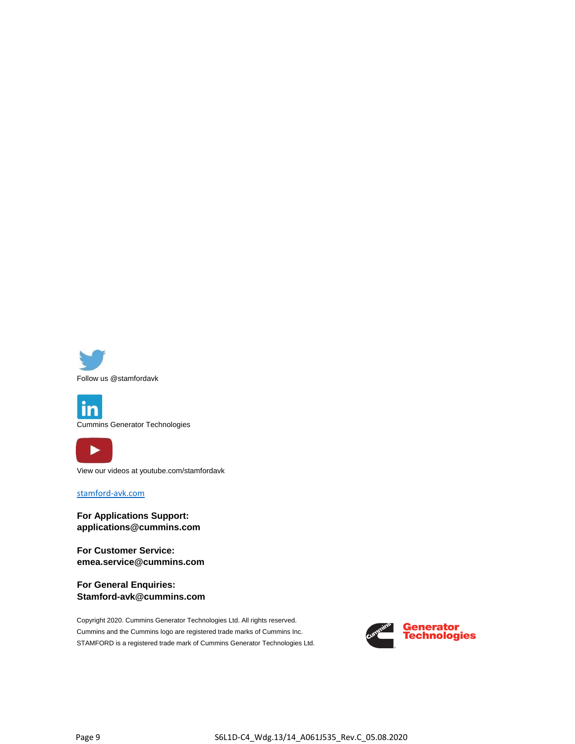Follow us @stamfordavk

Cummins Generator Technologies

View our videos at youtube.com/stamfordavk

stamford-avk.com

**For Applications Support:**
**applications@cummins.com**

**For Customer Service:**
**emea.service@cummins.com**

**For General Enquiries:**
**Stamford-avk@cummins.com**

Copyright 2020. Cummins Generator Technologies Ltd. All rights reserved.
Cummins and the Cummins logo are registered trade marks of Cummins Inc.
STAMFORD is a registered trade mark of Cummins Generator Technologies Ltd.

Generator Technologies